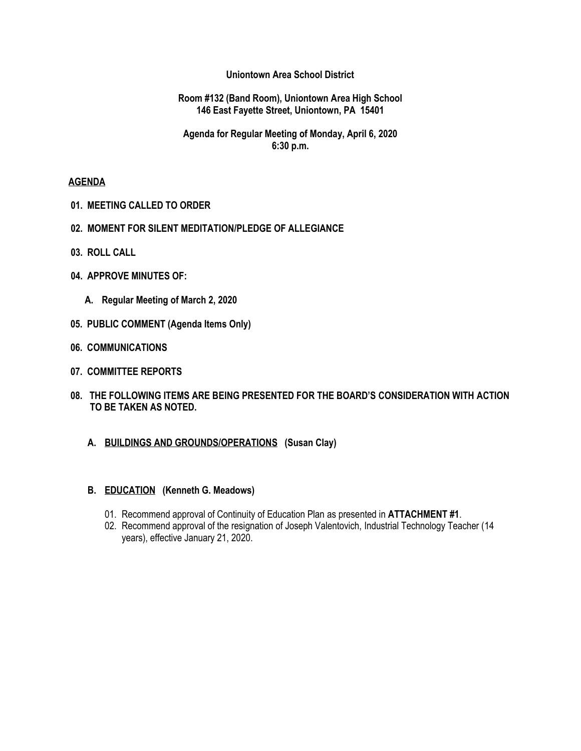**Uniontown Area School District**

**Room #132 (Band Room), Uniontown Area High School**
**146 East Fayette Street, Uniontown, PA 15401**

**Agenda for Regular Meeting of Monday, April 6, 2020**
**6:30 p.m.**

## AGENDA

**01. MEETING CALLED TO ORDER**

**02. MOMENT FOR SILENT MEDITATION/PLEDGE OF ALLEGIANCE**

**03. ROLL CALL**

**04. APPROVE MINUTES OF:**

**A. Regular Meeting of March 2, 2020**

**05. PUBLIC COMMENT (Agenda Items Only)**

**06. COMMUNICATIONS**

**07. COMMITTEE REPORTS**

**08. THE FOLLOWING ITEMS ARE BEING PRESENTED FOR THE BOARD'S CONSIDERATION WITH ACTION TO BE TAKEN AS NOTED.**

**A. BUILDINGS AND GROUNDS/OPERATIONS (Susan Clay)**

**B. EDUCATION (Kenneth G. Meadows)**

01. Recommend approval of Continuity of Education Plan as presented in **ATTACHMENT #1**.
02. Recommend approval of the resignation of Joseph Valentovich, Industrial Technology Teacher (14 years), effective January 21, 2020.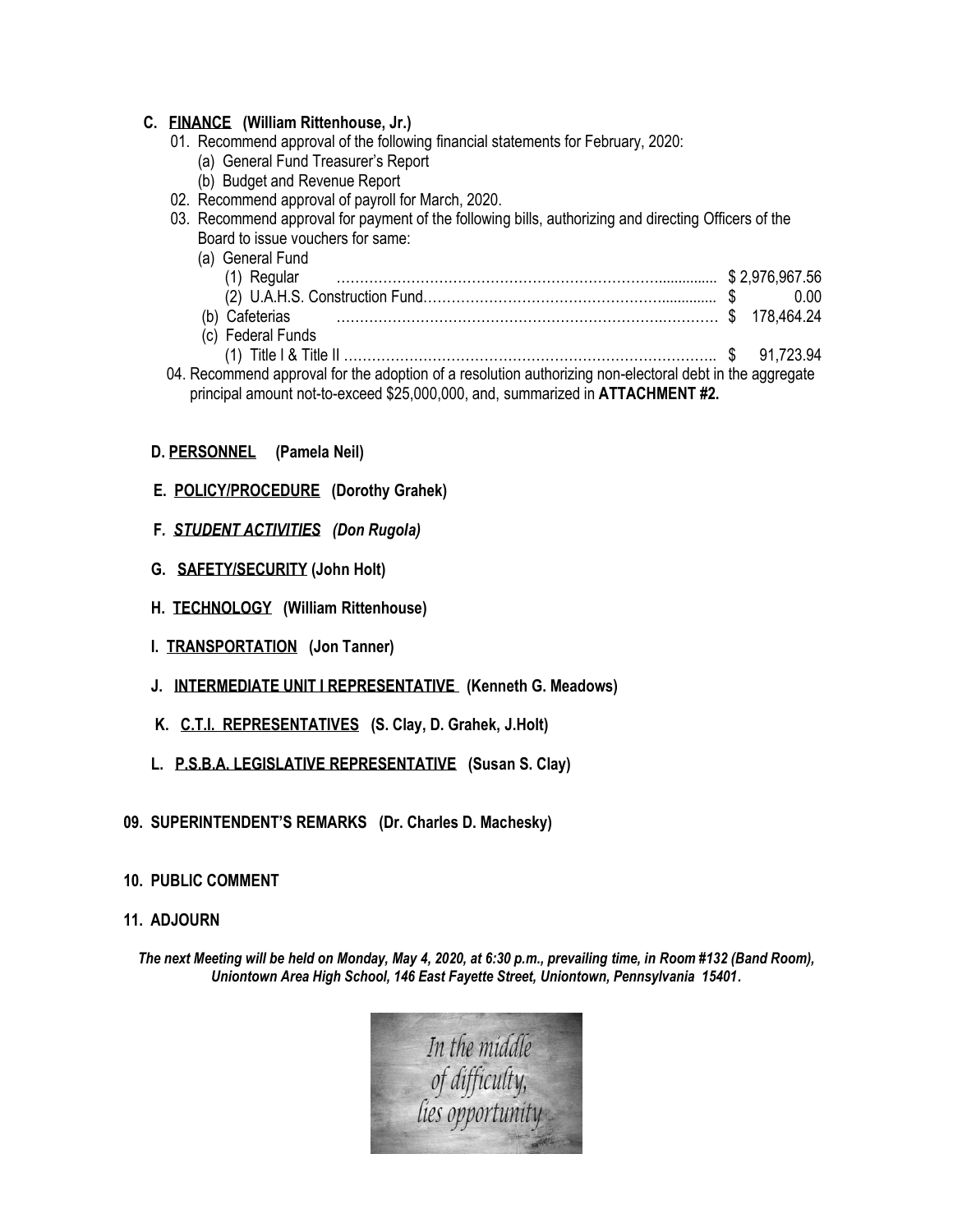**C. FINANCE (William Rittenhouse, Jr.)**

01. Recommend approval of the following financial statements for February, 2020:
    (a) General Fund Treasurer's Report
    (b) Budget and Revenue Report
02. Recommend approval of payroll for March, 2020.
03. Recommend approval for payment of the following bills, authorizing and directing Officers of the Board to issue vouchers for same:
    (a) General Fund
        (1) Regular ............................................................................ $ 2,976,967.56
        (2) U.A.H.S. Construction Fund.............................................................. $ 0.00
    (b) Cafeterias ............................................................................ $ 178,464.24
    (c) Federal Funds
        (1) Title I & Title II ............................................................................ $ 91,723.94
04. Recommend approval for the adoption of a resolution authorizing non-electoral debt in the aggregate principal amount not-to-exceed $25,000,000, and, summarized in **ATTACHMENT #2.**

**D. PERSONNEL (Pamela Neil)**

**E. POLICY/PROCEDURE (Dorothy Grahek)**

***F. STUDENT ACTIVITIES (Don Rugola)***

**G. SAFETY/SECURITY (John Holt)**

**H. TECHNOLOGY (William Rittenhouse)**

**I. TRANSPORTATION (Jon Tanner)**

**J. INTERMEDIATE UNIT I REPRESENTATIVE (Kenneth G. Meadows)**

**K. C.T.I. REPRESENTATIVES (S. Clay, D. Grahek, J.Holt)**

**L. P.S.B.A. LEGISLATIVE REPRESENTATIVE (Susan S. Clay)**

**09. SUPERINTENDENT'S REMARKS (Dr. Charles D. Machesky)**

**10. PUBLIC COMMENT**

**11. ADJOURN**

***The next Meeting will be held on Monday, May 4, 2020, at 6:30 p.m., prevailing time, in Room #132 (Band Room), Uniontown Area High School, 146 East Fayette Street, Uniontown, Pennsylvania 15401.***

In the middle of difficulty, lies opportunity